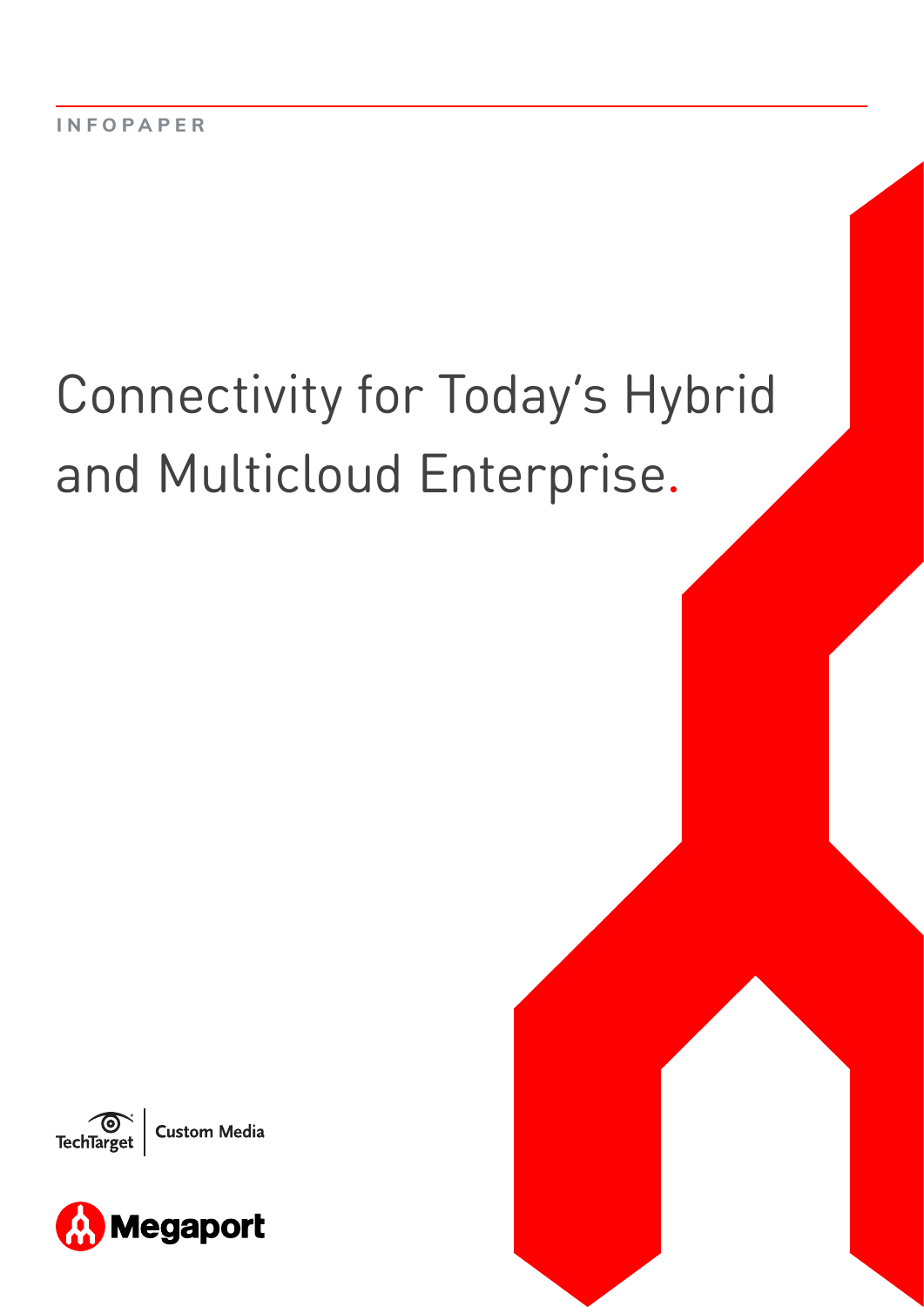INFOPAPER

# Connectivity for Today's Hybrid and Multicloud Enterprise.

TechTarget | Custom Media

Megaport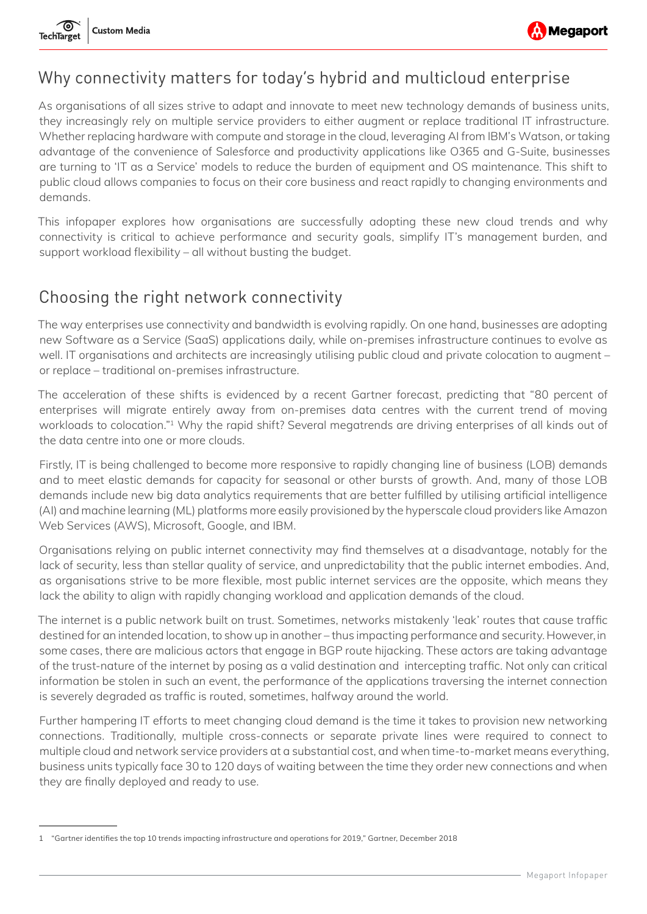## Why connectivity matters for today's hybrid and multicloud enterprise

As organisations of all sizes strive to adapt and innovate to meet new technology demands of business units, they increasingly rely on multiple service providers to either augment or replace traditional IT infrastructure. Whether replacing hardware with compute and storage in the cloud, leveraging AI from IBM's Watson, or taking advantage of the convenience of Salesforce and productivity applications like O365 and G-Suite, businesses are turning to 'IT as a Service' models to reduce the burden of equipment and OS maintenance. This shift to public cloud allows companies to focus on their core business and react rapidly to changing environments and demands.

This infopaper explores how organisations are successfully adopting these new cloud trends and why connectivity is critical to achieve performance and security goals, simplify IT's management burden, and support workload flexibility – all without busting the budget.

## Choosing the right network connectivity

The way enterprises use connectivity and bandwidth is evolving rapidly. On one hand, businesses are adopting new Software as a Service (SaaS) applications daily, while on-premises infrastructure continues to evolve as well. IT organisations and architects are increasingly utilising public cloud and private colocation to augment – or replace – traditional on-premises infrastructure.

The acceleration of these shifts is evidenced by a recent Gartner forecast, predicting that "80 percent of enterprises will migrate entirely away from on-premises data centres with the current trend of moving workloads to colocation."[1] Why the rapid shift? Several megatrends are driving enterprises of all kinds out of the data centre into one or more clouds.

Firstly, IT is being challenged to become more responsive to rapidly changing line of business (LOB) demands and to meet elastic demands for capacity for seasonal or other bursts of growth. And, many of those LOB demands include new big data analytics requirements that are better fulfilled by utilising artificial intelligence (AI) and machine learning (ML) platforms more easily provisioned by the hyperscale cloud providers like Amazon Web Services (AWS), Microsoft, Google, and IBM.

Organisations relying on public internet connectivity may find themselves at a disadvantage, notably for the lack of security, less than stellar quality of service, and unpredictability that the public internet embodies. And, as organisations strive to be more flexible, most public internet services are the opposite, which means they lack the ability to align with rapidly changing workload and application demands of the cloud.

The internet is a public network built on trust. Sometimes, networks mistakenly 'leak' routes that cause traffic destined for an intended location, to show up in another – thus impacting performance and security. However, in some cases, there are malicious actors that engage in BGP route hijacking. These actors are taking advantage of the trust-nature of the internet by posing as a valid destination and intercepting traffic. Not only can critical information be stolen in such an event, the performance of the applications traversing the internet connection is severely degraded as traffic is routed, sometimes, halfway around the world.

Further hampering IT efforts to meet changing cloud demand is the time it takes to provision new networking connections. Traditionally, multiple cross-connects or separate private lines were required to connect to multiple cloud and network service providers at a substantial cost, and when time-to-market means everything, business units typically face 30 to 120 days of waiting between the time they order new connections and when they are finally deployed and ready to use.

---

1 "Gartner identifies the top 10 trends impacting infrastructure and operations for 2019," Gartner, December 2018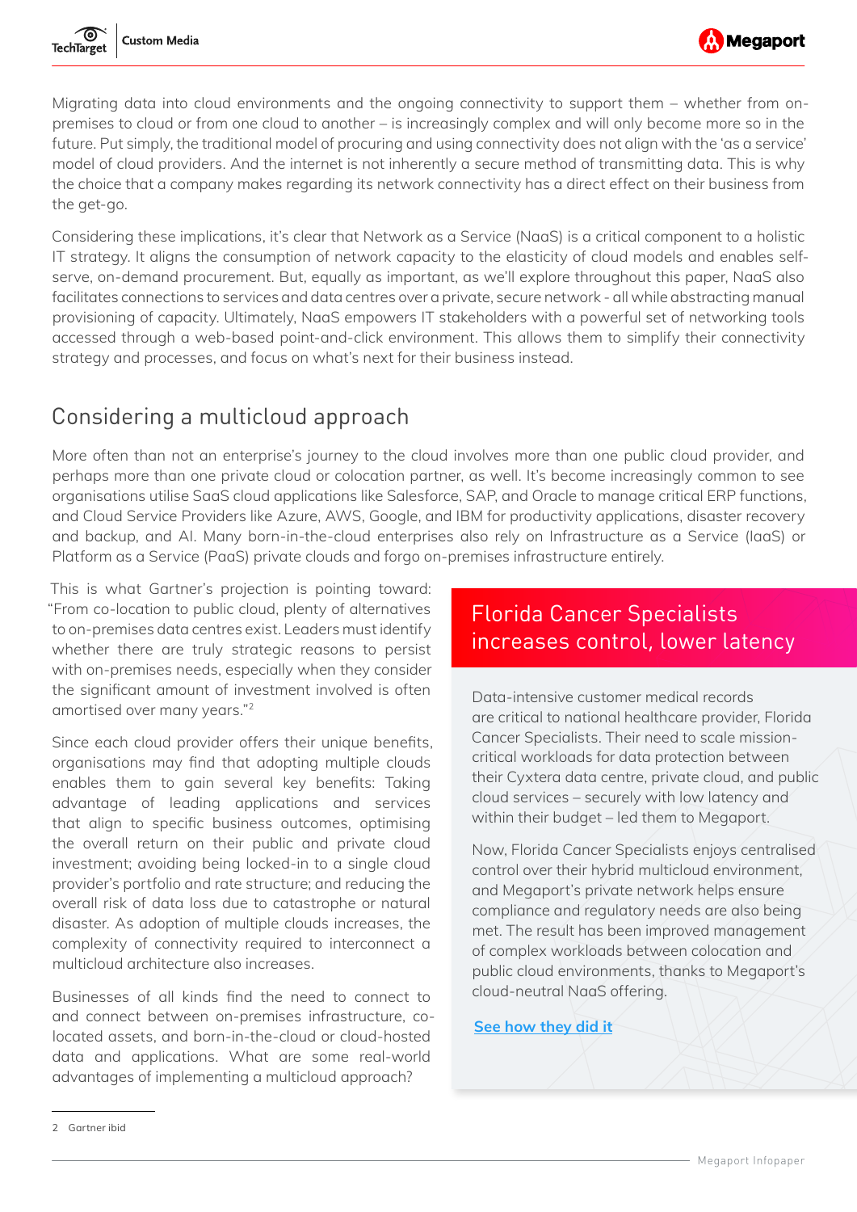Migrating data into cloud environments and the ongoing connectivity to support them – whether from on-premises to cloud or from one cloud to another – is increasingly complex and will only become more so in the future. Put simply, the traditional model of procuring and using connectivity does not align with the 'as a service' model of cloud providers. And the internet is not inherently a secure method of transmitting data. This is why the choice that a company makes regarding its network connectivity has a direct effect on their business from the get-go.

Considering these implications, it's clear that Network as a Service (NaaS) is a critical component to a holistic IT strategy. It aligns the consumption of network capacity to the elasticity of cloud models and enables self-serve, on-demand procurement. But, equally as important, as we'll explore throughout this paper, NaaS also facilitates connections to services and data centres over a private, secure network - all while abstracting manual provisioning of capacity. Ultimately, NaaS empowers IT stakeholders with a powerful set of networking tools accessed through a web-based point-and-click environment. This allows them to simplify their connectivity strategy and processes, and focus on what's next for their business instead.

## Considering a multicloud approach

More often than not an enterprise's journey to the cloud involves more than one public cloud provider, and perhaps more than one private cloud or colocation partner, as well. It's become increasingly common to see organisations utilise SaaS cloud applications like Salesforce, SAP, and Oracle to manage critical ERP functions, and Cloud Service Providers like Azure, AWS, Google, and IBM for productivity applications, disaster recovery and backup, and AI. Many born-in-the-cloud enterprises also rely on Infrastructure as a Service (IaaS) or Platform as a Service (PaaS) private clouds and forgo on-premises infrastructure entirely.

This is what Gartner's projection is pointing toward: "From co-location to public cloud, plenty of alternatives to on-premises data centres exist. Leaders must identify whether there are truly strategic reasons to persist with on-premises needs, especially when they consider the significant amount of investment involved is often amortised over many years."[2]

Since each cloud provider offers their unique benefits, organisations may find that adopting multiple clouds enables them to gain several key benefits: Taking advantage of leading applications and services that align to specific business outcomes, optimising the overall return on their public and private cloud investment; avoiding being locked-in to a single cloud provider's portfolio and rate structure; and reducing the overall risk of data loss due to catastrophe or natural disaster. As adoption of multiple clouds increases, the complexity of connectivity required to interconnect a multicloud architecture also increases.

Businesses of all kinds find the need to connect to and connect between on-premises infrastructure, co-located assets, and born-in-the-cloud or cloud-hosted data and applications. What are some real-world advantages of implementing a multicloud approach?

### Florida Cancer Specialists increases control, lower latency

Data-intensive customer medical records are critical to national healthcare provider, Florida Cancer Specialists. Their need to scale mission-critical workloads for data protection between their Cyxtera data centre, private cloud, and public cloud services – securely with low latency and within their budget – led them to Megaport.

Now, Florida Cancer Specialists enjoys centralised control over their hybrid multicloud environment, and Megaport's private network helps ensure compliance and regulatory needs are also being met. The result has been improved management of complex workloads between colocation and public cloud environments, thanks to Megaport's cloud-neutral NaaS offering.

**See how they did it**

---

2 Gartner ibid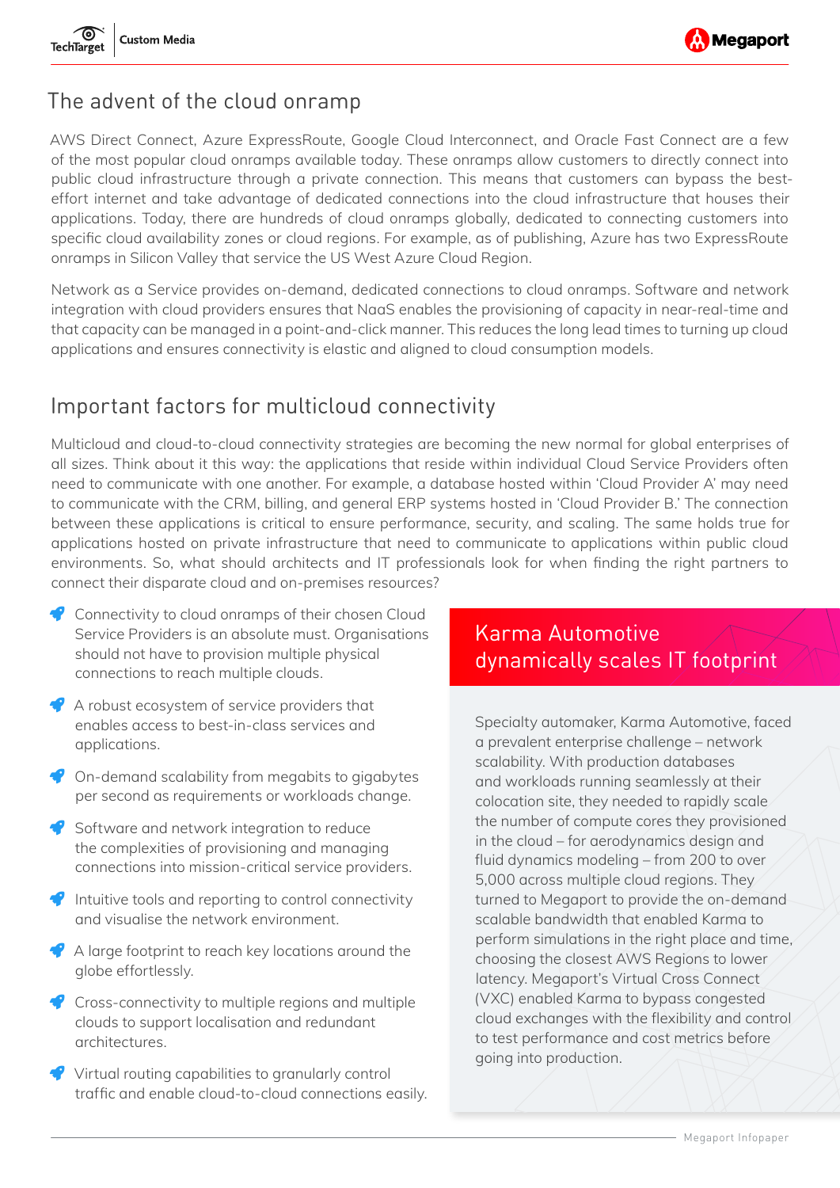## The advent of the cloud onramp

AWS Direct Connect, Azure ExpressRoute, Google Cloud Interconnect, and Oracle Fast Connect are a few of the most popular cloud onramps available today. These onramps allow customers to directly connect into public cloud infrastructure through a private connection. This means that customers can bypass the best-effort internet and take advantage of dedicated connections into the cloud infrastructure that houses their applications. Today, there are hundreds of cloud onramps globally, dedicated to connecting customers into specific cloud availability zones or cloud regions. For example, as of publishing, Azure has two ExpressRoute onramps in Silicon Valley that service the US West Azure Cloud Region.

Network as a Service provides on-demand, dedicated connections to cloud onramps. Software and network integration with cloud providers ensures that NaaS enables the provisioning of capacity in near-real-time and that capacity can be managed in a point-and-click manner. This reduces the long lead times to turning up cloud applications and ensures connectivity is elastic and aligned to cloud consumption models.

## Important factors for multicloud connectivity

Multicloud and cloud-to-cloud connectivity strategies are becoming the new normal for global enterprises of all sizes. Think about it this way: the applications that reside within individual Cloud Service Providers often need to communicate with one another. For example, a database hosted within 'Cloud Provider A' may need to communicate with the CRM, billing, and general ERP systems hosted in 'Cloud Provider B.' The connection between these applications is critical to ensure performance, security, and scaling. The same holds true for applications hosted on private infrastructure that need to communicate to applications within public cloud environments. So, what should architects and IT professionals look for when finding the right partners to connect their disparate cloud and on-premises resources?

- Connectivity to cloud onramps of their chosen Cloud Service Providers is an absolute must. Organisations should not have to provision multiple physical connections to reach multiple clouds.
- A robust ecosystem of service providers that enables access to best-in-class services and applications.
- On-demand scalability from megabits to gigabytes per second as requirements or workloads change.
- Software and network integration to reduce the complexities of provisioning and managing connections into mission-critical service providers.
- Intuitive tools and reporting to control connectivity and visualise the network environment.
- A large footprint to reach key locations around the globe effortlessly.
- Cross-connectivity to multiple regions and multiple clouds to support localisation and redundant architectures.
- Virtual routing capabilities to granularly control traffic and enable cloud-to-cloud connections easily.

### Karma Automotive dynamically scales IT footprint

Specialty automaker, Karma Automotive, faced a prevalent enterprise challenge – network scalability. With production databases and workloads running seamlessly at their colocation site, they needed to rapidly scale the number of compute cores they provisioned in the cloud – for aerodynamics design and fluid dynamics modeling – from 200 to over 5,000 across multiple cloud regions. They turned to Megaport to provide the on-demand scalable bandwidth that enabled Karma to perform simulations in the right place and time, choosing the closest AWS Regions to lower latency. Megaport's Virtual Cross Connect (VXC) enabled Karma to bypass congested cloud exchanges with the flexibility and control to test performance and cost metrics before going into production.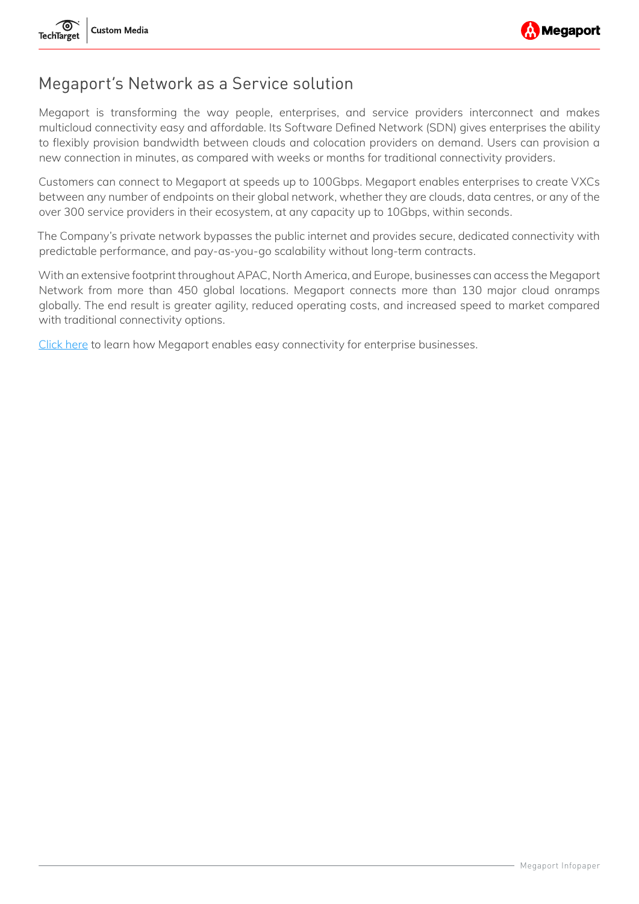# Megaport's Network as a Service solution

Megaport is transforming the way people, enterprises, and service providers interconnect and makes multicloud connectivity easy and affordable. Its Software Defined Network (SDN) gives enterprises the ability to flexibly provision bandwidth between clouds and colocation providers on demand. Users can provision a new connection in minutes, as compared with weeks or months for traditional connectivity providers.

Customers can connect to Megaport at speeds up to 100Gbps. Megaport enables enterprises to create VXCs between any number of endpoints on their global network, whether they are clouds, data centres, or any of the over 300 service providers in their ecosystem, at any capacity up to 10Gbps, within seconds.

The Company's private network bypasses the public internet and provides secure, dedicated connectivity with predictable performance, and pay-as-you-go scalability without long-term contracts.

With an extensive footprint throughout APAC, North America, and Europe, businesses can access the Megaport Network from more than 450 global locations. Megaport connects more than 130 major cloud onramps globally. The end result is greater agility, reduced operating costs, and increased speed to market compared with traditional connectivity options.

Click here to learn how Megaport enables easy connectivity for enterprise businesses.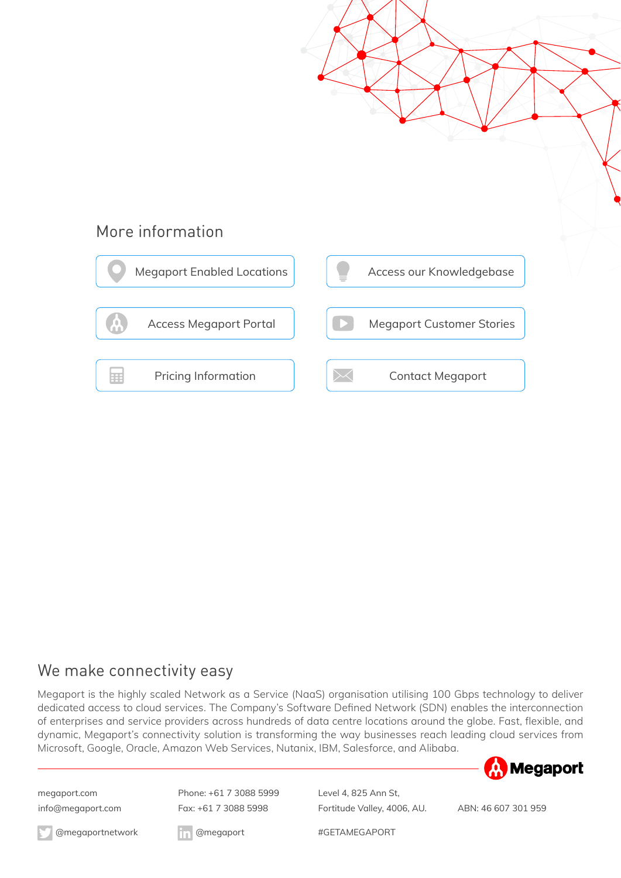## More information

- Megaport Enabled Locations
- Access our Knowledgebase
- Access Megaport Portal
- Megaport Customer Stories
- Pricing Information
- Contact Megaport

## We make connectivity easy

Megaport is the highly scaled Network as a Service (NaaS) organisation utilising 100 Gbps technology to deliver dedicated access to cloud services. The Company's Software Defined Network (SDN) enables the interconnection of enterprises and service providers across hundreds of data centre locations around the globe. Fast, flexible, and dynamic, Megaport's connectivity solution is transforming the way businesses reach leading cloud services from Microsoft, Google, Oracle, Amazon Web Services, Nutanix, IBM, Salesforce, and Alibaba.

Megaport

megaport.com
info@megaport.com

Phone: +61 7 3088 5999
Fax: +61 7 3088 5998

Level 4, 825 Ann St,
Fortitude Valley, 4006, AU.

ABN: 46 607 301 959

@megaportnetwork

@megaport

#GETAMEGAPORT